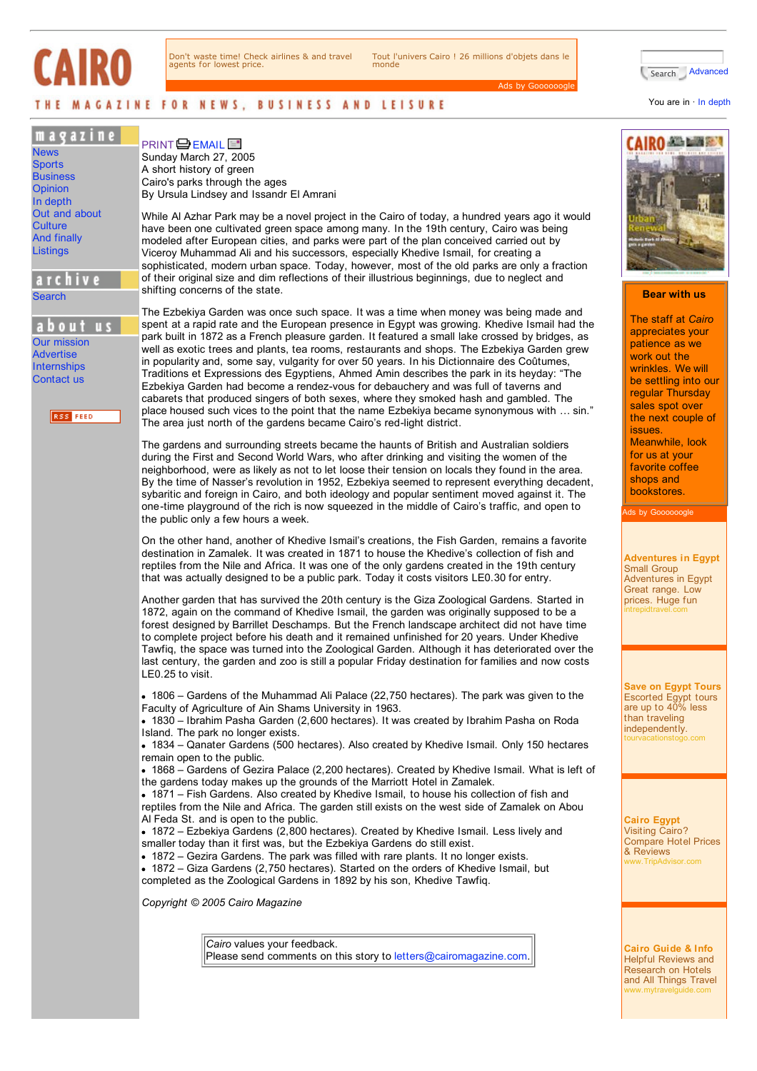# CAIRO

THE MAGAZINE FOR NEWS, BUSINESS AND LEISURE

Don't waste time! Check airlines & and travel agents for lowest price.

Tout l'univers Cairo ! 26 millions d'objets dans le monde

Ads by Goooooogle

Search Advanced

You are in · In depth

**magazine**

- News
- Sports
- Business
- Opinion
- In depth
- Out and about
- Culture
- And finally
- Listings

**archive**

- Search

**about us**

- Our mission
- Advertise
- Internships
- Contact us

RSS FEED

PRINT EMAIL

Sunday March 27, 2005

A short history of green

Cairo's parks through the ages

By Ursula Lindsey and Issandr El Amrani

While Al Azhar Park may be a novel project in the Cairo of today, a hundred years ago it would have been one cultivated green space among many. In the 19th century, Cairo was being modeled after European cities, and parks were part of the plan conceived carried out by Viceroy Muhammad Ali and his successors, especially Khedive Ismail, for creating a sophisticated, modern urban space. Today, however, most of the old parks are only a fraction of their original size and dim reflections of their illustrious beginnings, due to neglect and shifting concerns of the state.

The Ezbekiya Garden was once such space. It was a time when money was being made and spent at a rapid rate and the European presence in Egypt was growing. Khedive Ismail had the park built in 1872 as a French pleasure garden. It featured a small lake crossed by bridges, as well as exotic trees and plants, tea rooms, restaurants and shops. The Ezbekiya Garden grew in popularity and, some say, vulgarity for over 50 years. In his Dictionnaire des Coûtumes, Traditions et Expressions des Egyptiens, Ahmed Amin describes the park in its heyday: “The Ezbekiya Garden had become a rendez-vous for debauchery and was full of taverns and cabarets that produced singers of both sexes, where they smoked hash and gambled. The place housed such vices to the point that the name Ezbekiya became synonymous with … sin.” The area just north of the gardens became Cairo's red-light district.

The gardens and surrounding streets became the haunts of British and Australian soldiers during the First and Second World Wars, who after drinking and visiting the women of the neighborhood, were as likely as not to let loose their tension on locals they found in the area. By the time of Nasser's revolution in 1952, Ezbekiya seemed to represent everything decadent, sybaritic and foreign in Cairo, and both ideology and popular sentiment moved against it. The one-time playground of the rich is now squeezed in the middle of Cairo's traffic, and open to the public only a few hours a week.

On the other hand, another of Khedive Ismail's creations, the Fish Garden, remains a favorite destination in Zamalek. It was created in 1871 to house the Khedive's collection of fish and reptiles from the Nile and Africa. It was one of the only gardens created in the 19th century that was actually designed to be a public park. Today it costs visitors LE0.30 for entry.

Another garden that has survived the 20th century is the Giza Zoological Gardens. Started in 1872, again on the command of Khedive Ismail, the garden was originally supposed to be a forest designed by Barrillet Deschamps. But the French landscape architect did not have time to complete project before his death and it remained unfinished for 20 years. Under Khedive Tawfiq, the space was turned into the Zoological Garden. Although it has deteriorated over the last century, the garden and zoo is still a popular Friday destination for families and now costs LE0.25 to visit.

- 1806 – Gardens of the Muhammad Ali Palace (22,750 hectares). The park was given to the Faculty of Agriculture of Ain Shams University in 1963.
- 1830 – Ibrahim Pasha Garden (2,600 hectares). It was created by Ibrahim Pasha on Roda Island. The park no longer exists.
- 1834 – Qanater Gardens (500 hectares). Also created by Khedive Ismail. Only 150 hectares remain open to the public.
- 1868 – Gardens of Gezira Palace (2,200 hectares). Created by Khedive Ismail. What is left of the gardens today makes up the grounds of the Marriott Hotel in Zamalek.
- 1871 – Fish Gardens. Also created by Khedive Ismail, to house his collection of fish and reptiles from the Nile and Africa. The garden still exists on the west side of Zamalek on Abou Al Feda St. and is open to the public.
- 1872 – Ezbekiya Gardens (2,800 hectares). Created by Khedive Ismail. Less lively and smaller today than it first was, but the Ezbekiya Gardens do still exist.
- 1872 – Gezira Gardens. The park was filled with rare plants. It no longer exists.
- 1872 – Giza Gardens (2,750 hectares). Started on the orders of Khedive Ismail, but completed as the Zoological Gardens in 1892 by his son, Khedive Tawfiq.

*Copyright © 2005 Cairo Magazine*

*Cairo* values your feedback.
Please send comments on this story to letters@cairomagazine.com.

**Bear with us**

The staff at *Cairo* appreciates your patience as we work out the wrinkles. We will be settling into our regular Thursday sales spot over the next couple of issues. Meanwhile, look for us at your favorite coffee shops and bookstores.

Ads by Goooooogle

**Adventures in Egypt**
Small Group Adventures in Egypt Great range. Low prices. Huge fun
intrepidtravel.com

**Save on Egypt Tours**
Escorted Egypt tours are up to 40% less than traveling independently.
tourvacationstogo.com

**Cairo Egypt**
Visiting Cairo? Compare Hotel Prices & Reviews
www.TripAdvisor.com

**Cairo Guide & Info**
Helpful Reviews and Research on Hotels and All Things Travel
www.mytravelguide.com